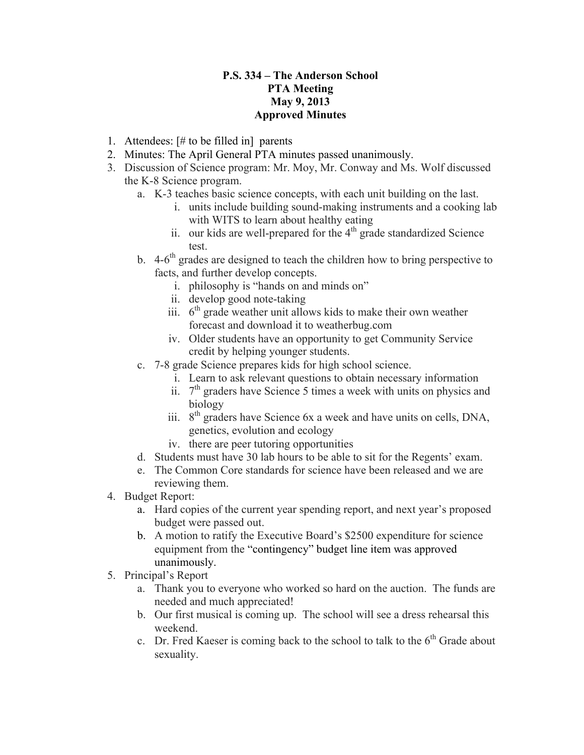# P.S. 334 – The Anderson School
## PTA Meeting
## May 9, 2013
## Approved Minutes

1. Attendees: [# to be filled in] parents
2. Minutes: The April General PTA minutes passed unanimously.
3. Discussion of Science program: Mr. Moy, Mr. Conway and Ms. Wolf discussed the K-8 Science program.
   a. K-3 teaches basic science concepts, with each unit building on the last.
      i. units include building sound-making instruments and a cooking lab with WITS to learn about healthy eating
      ii. our kids are well-prepared for the 4th grade standardized Science test.
   b. 4-6th grades are designed to teach the children how to bring perspective to facts, and further develop concepts.
      i. philosophy is "hands on and minds on"
      ii. develop good note-taking
      iii. 6th grade weather unit allows kids to make their own weather forecast and download it to weatherbug.com
      iv. Older students have an opportunity to get Community Service credit by helping younger students.
   c. 7-8 grade Science prepares kids for high school science.
      i. Learn to ask relevant questions to obtain necessary information
      ii. 7th graders have Science 5 times a week with units on physics and biology
      iii. 8th graders have Science 6x a week and have units on cells, DNA, genetics, evolution and ecology
      iv. there are peer tutoring opportunities
   d. Students must have 30 lab hours to be able to sit for the Regents' exam.
   e. The Common Core standards for science have been released and we are reviewing them.
4. Budget Report:
   a. Hard copies of the current year spending report, and next year's proposed budget were passed out.
   b. A motion to ratify the Executive Board's $2500 expenditure for science equipment from the "contingency" budget line item was approved unanimously.
5. Principal's Report
   a. Thank you to everyone who worked so hard on the auction. The funds are needed and much appreciated!
   b. Our first musical is coming up. The school will see a dress rehearsal this weekend.
   c. Dr. Fred Kaeser is coming back to the school to talk to the 6th Grade about sexuality.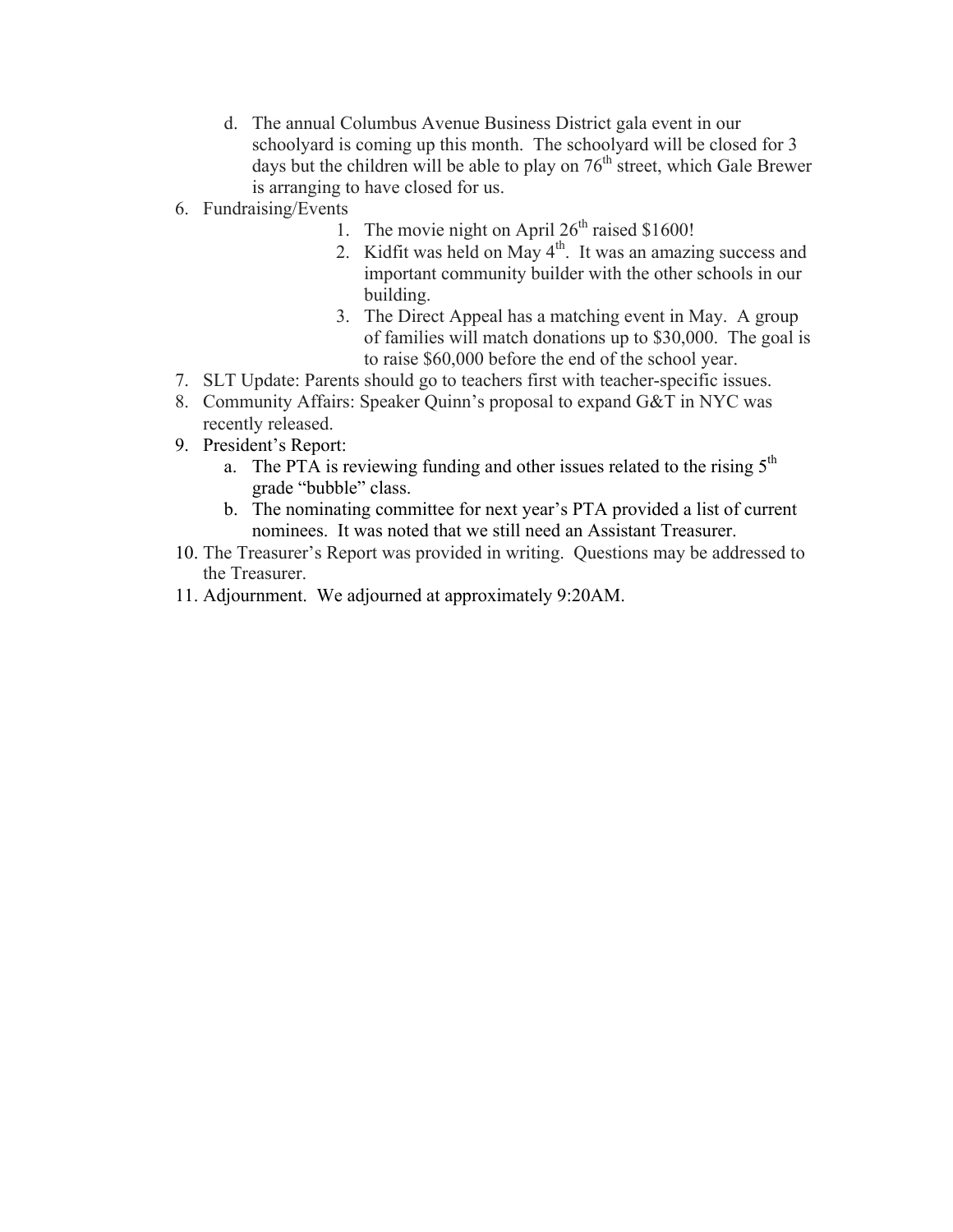d. The annual Columbus Avenue Business District gala event in our schoolyard is coming up this month. The schoolyard will be closed for 3 days but the children will be able to play on 76th street, which Gale Brewer is arranging to have closed for us.

6. Fundraising/Events
   1. The movie night on April 26th raised $1600!
   2. Kidfit was held on May 4th. It was an amazing success and important community builder with the other schools in our building.
   3. The Direct Appeal has a matching event in May. A group of families will match donations up to $30,000. The goal is to raise $60,000 before the end of the school year.
7. SLT Update: Parents should go to teachers first with teacher-specific issues.
8. Community Affairs: Speaker Quinn's proposal to expand G&T in NYC was recently released.
9. President's Report:
   a. The PTA is reviewing funding and other issues related to the rising 5th grade "bubble" class.
   b. The nominating committee for next year's PTA provided a list of current nominees. It was noted that we still need an Assistant Treasurer.
10. The Treasurer's Report was provided in writing. Questions may be addressed to the Treasurer.
11. Adjournment. We adjourned at approximately 9:20AM.